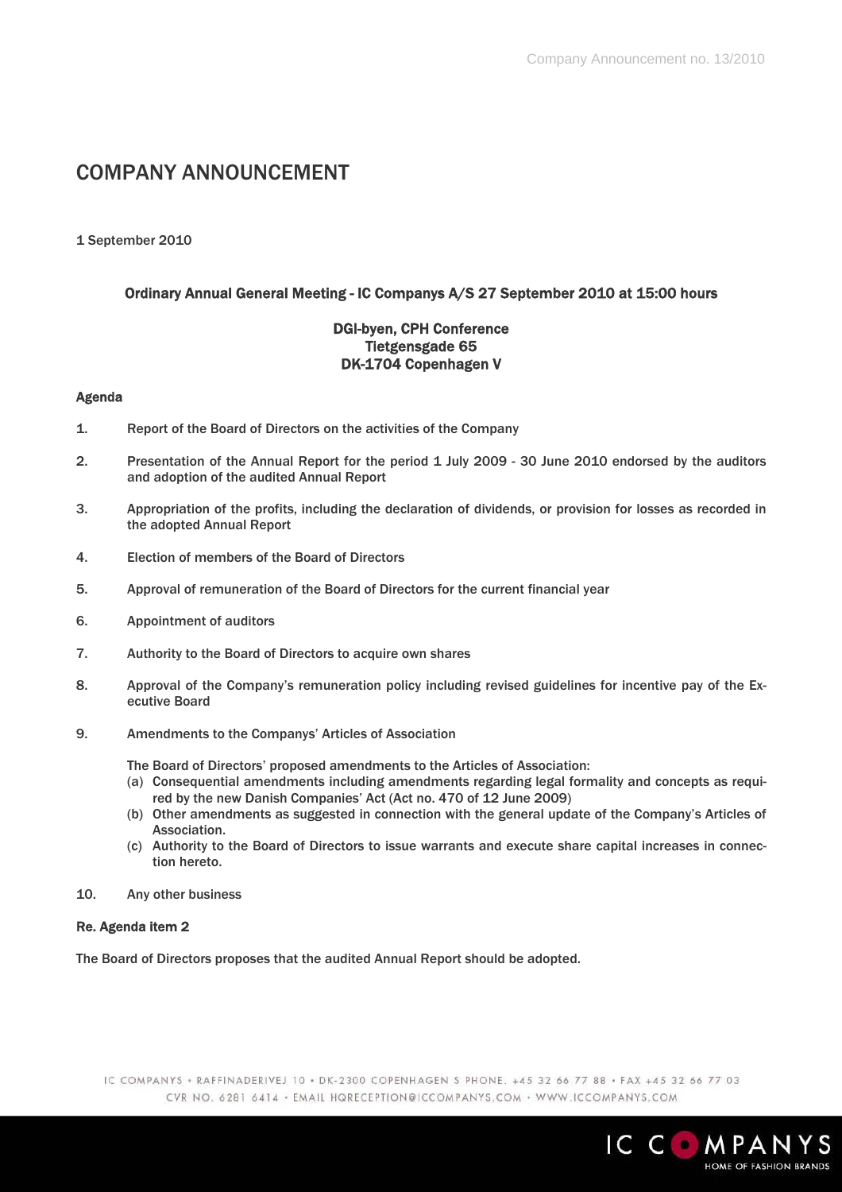# COMPANY ANNOUNCEMENT

1 September 2010

**Ordinary Annual General Meeting - IC Companys A/S 27 September 2010 at 15:00 hours**

**DGI-byen, CPH Conference**
**Tietgensgade 65**
**DK-1704 Copenhagen V**

**Agenda**

1. Report of the Board of Directors on the activities of the Company

2. Presentation of the Annual Report for the period 1 July 2009 - 30 June 2010 endorsed by the auditors and adoption of the audited Annual Report

3. Appropriation of the profits, including the declaration of dividends, or provision for losses as recorded in the adopted Annual Report

4. Election of members of the Board of Directors

5. Approval of remuneration of the Board of Directors for the current financial year

6. Appointment of auditors

7. Authority to the Board of Directors to acquire own shares

8. Approval of the Company's remuneration policy including revised guidelines for incentive pay of the Executive Board

9. Amendments to the Companys' Articles of Association

   The Board of Directors' proposed amendments to the Articles of Association:
   (a) Consequential amendments including amendments regarding legal formality and concepts as required by the new Danish Companies' Act (Act no. 470 of 12 June 2009)
   (b) Other amendments as suggested in connection with the general update of the Company's Articles of Association.
   (c) Authority to the Board of Directors to issue warrants and execute share capital increases in connection hereto.

10. Any other business

**Re. Agenda item 2**

The Board of Directors proposes that the audited Annual Report should be adopted.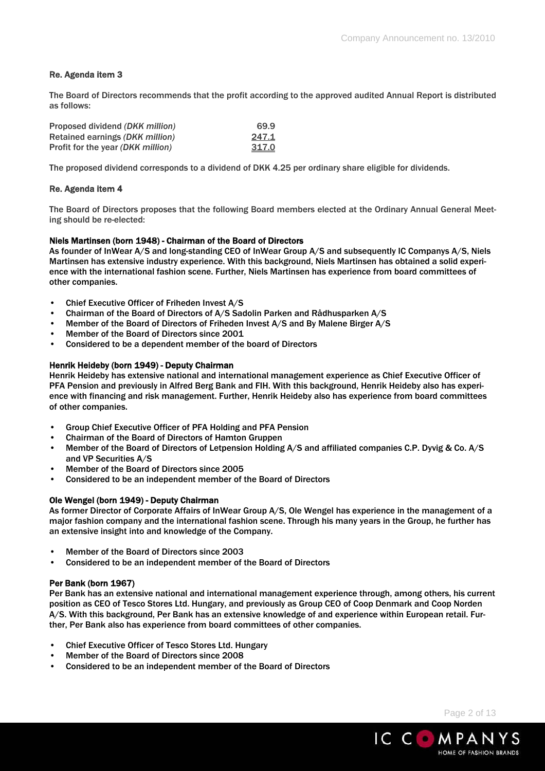### Re. Agenda item 3

The Board of Directors recommends that the profit according to the approved audited Annual Report is distributed as follows:

| | |
|---|---:|
| Proposed dividend *(DKK million)* | 69.9 |
| Retained earnings *(DKK million)* | 247.1 |
| Profit for the year *(DKK million)* | 317.0 |

The proposed dividend corresponds to a dividend of DKK 4.25 per ordinary share eligible for dividends.

### Re. Agenda item 4

The Board of Directors proposes that the following Board members elected at the Ordinary Annual General Meeting should be re-elected:

**Niels Martinsen (born 1948) - Chairman of the Board of Directors**

As founder of InWear A/S and long-standing CEO of InWear Group A/S and subsequently IC Companys A/S, Niels Martinsen has extensive industry experience. With this background, Niels Martinsen has obtained a solid experience with the international fashion scene. Further, Niels Martinsen has experience from board committees of other companies.

- Chief Executive Officer of Friheden Invest A/S
- Chairman of the Board of Directors of A/S Sadolin Parken and Rådhusparken A/S
- Member of the Board of Directors of Friheden Invest A/S and By Malene Birger A/S
- Member of the Board of Directors since 2001
- Considered to be a dependent member of the board of Directors

**Henrik Heideby (born 1949) - Deputy Chairman**

Henrik Heideby has extensive national and international management experience as Chief Executive Officer of PFA Pension and previously in Alfred Berg Bank and FIH. With this background, Henrik Heideby also has experience with financing and risk management. Further, Henrik Heideby also has experience from board committees of other companies.

- Group Chief Executive Officer of PFA Holding and PFA Pension
- Chairman of the Board of Directors of Hamton Gruppen
- Member of the Board of Directors of Letpension Holding A/S and affiliated companies C.P. Dyvig & Co. A/S and VP Securities A/S
- Member of the Board of Directors since 2005
- Considered to be an independent member of the Board of Directors

**Ole Wengel (born 1949) - Deputy Chairman**

As former Director of Corporate Affairs of InWear Group A/S, Ole Wengel has experience in the management of a major fashion company and the international fashion scene. Through his many years in the Group, he further has an extensive insight into and knowledge of the Company.

- Member of the Board of Directors since 2003
- Considered to be an independent member of the Board of Directors

**Per Bank (born 1967)**

Per Bank has an extensive national and international management experience through, among others, his current position as CEO of Tesco Stores Ltd. Hungary, and previously as Group CEO of Coop Denmark and Coop Norden A/S. With this background, Per Bank has an extensive knowledge of and experience within European retail. Further, Per Bank also has experience from board committees of other companies.

- Chief Executive Officer of Tesco Stores Ltd. Hungary
- Member of the Board of Directors since 2008
- Considered to be an independent member of the Board of Directors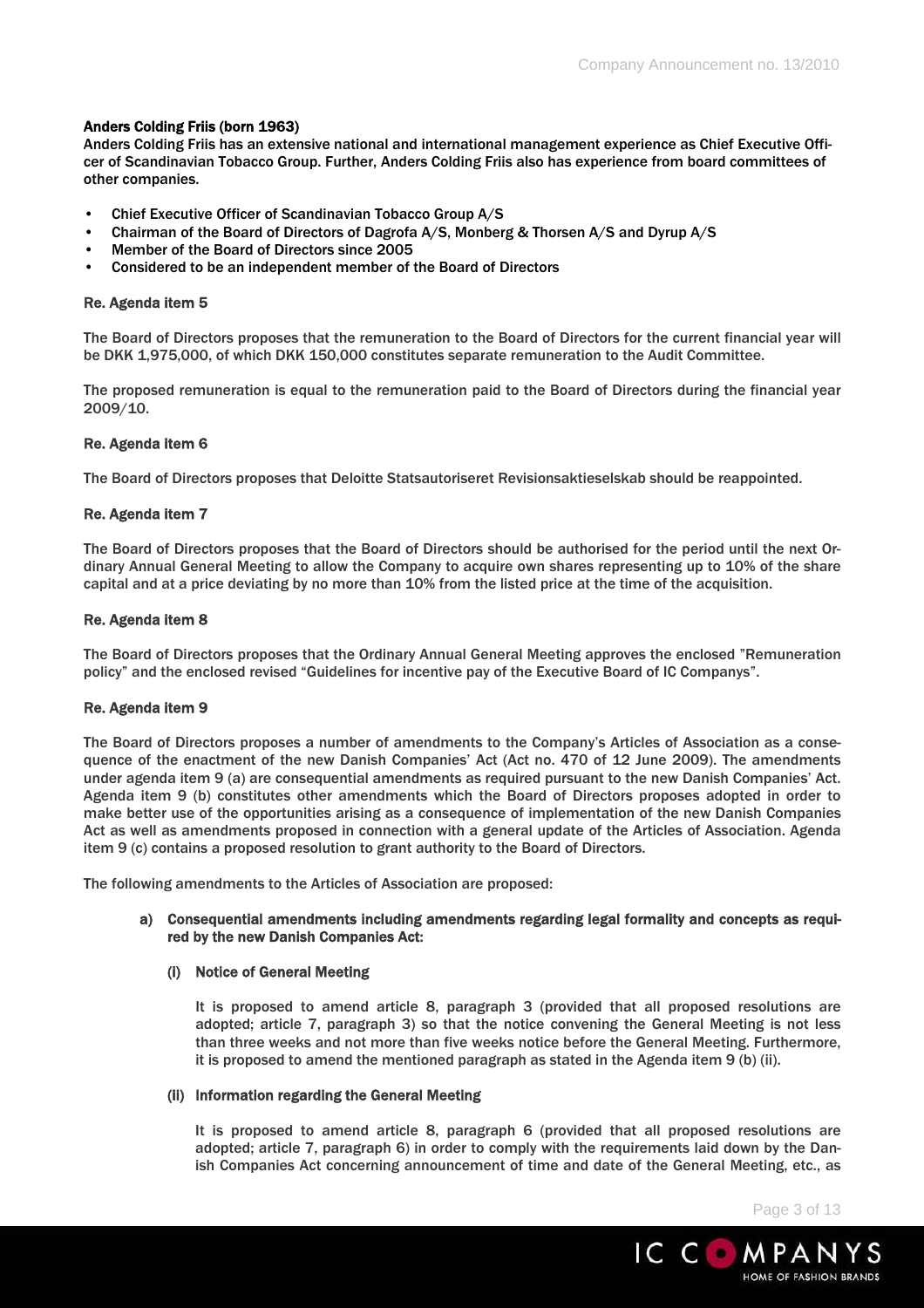**Anders Colding Friis (born 1963)**

Anders Colding Friis has an extensive national and international management experience as Chief Executive Officer of Scandinavian Tobacco Group. Further, Anders Colding Friis also has experience from board committees of other companies.

- Chief Executive Officer of Scandinavian Tobacco Group A/S
- Chairman of the Board of Directors of Dagrofa A/S, Monberg & Thorsen A/S and Dyrup A/S
- Member of the Board of Directors since 2005
- Considered to be an independent member of the Board of Directors

**Re. Agenda item 5**

The Board of Directors proposes that the remuneration to the Board of Directors for the current financial year will be DKK 1,975,000, of which DKK 150,000 constitutes separate remuneration to the Audit Committee.

The proposed remuneration is equal to the remuneration paid to the Board of Directors during the financial year 2009/10.

**Re. Agenda item 6**

The Board of Directors proposes that Deloitte Statsautoriseret Revisionsaktieselskab should be reappointed.

**Re. Agenda item 7**

The Board of Directors proposes that the Board of Directors should be authorised for the period until the next Ordinary Annual General Meeting to allow the Company to acquire own shares representing up to 10% of the share capital and at a price deviating by no more than 10% from the listed price at the time of the acquisition.

**Re. Agenda item 8**

The Board of Directors proposes that the Ordinary Annual General Meeting approves the enclosed "Remuneration policy" and the enclosed revised "Guidelines for incentive pay of the Executive Board of IC Companys".

**Re. Agenda item 9**

The Board of Directors proposes a number of amendments to the Company's Articles of Association as a consequence of the enactment of the new Danish Companies' Act (Act no. 470 of 12 June 2009). The amendments under agenda item 9 (a) are consequential amendments as required pursuant to the new Danish Companies' Act. Agenda item 9 (b) constitutes other amendments which the Board of Directors proposes adopted in order to make better use of the opportunities arising as a consequence of implementation of the new Danish Companies Act as well as amendments proposed in connection with a general update of the Articles of Association. Agenda item 9 (c) contains a proposed resolution to grant authority to the Board of Directors.

The following amendments to the Articles of Association are proposed:

**a) Consequential amendments including amendments regarding legal formality and concepts as required by the new Danish Companies Act:**

**(i) Notice of General Meeting**

It is proposed to amend article 8, paragraph 3 (provided that all proposed resolutions are adopted; article 7, paragraph 3) so that the notice convening the General Meeting is not less than three weeks and not more than five weeks notice before the General Meeting. Furthermore, it is proposed to amend the mentioned paragraph as stated in the Agenda item 9 (b) (ii).

**(ii) Information regarding the General Meeting**

It is proposed to amend article 8, paragraph 6 (provided that all proposed resolutions are adopted; article 7, paragraph 6) in order to comply with the requirements laid down by the Danish Companies Act concerning announcement of time and date of the General Meeting, etc., as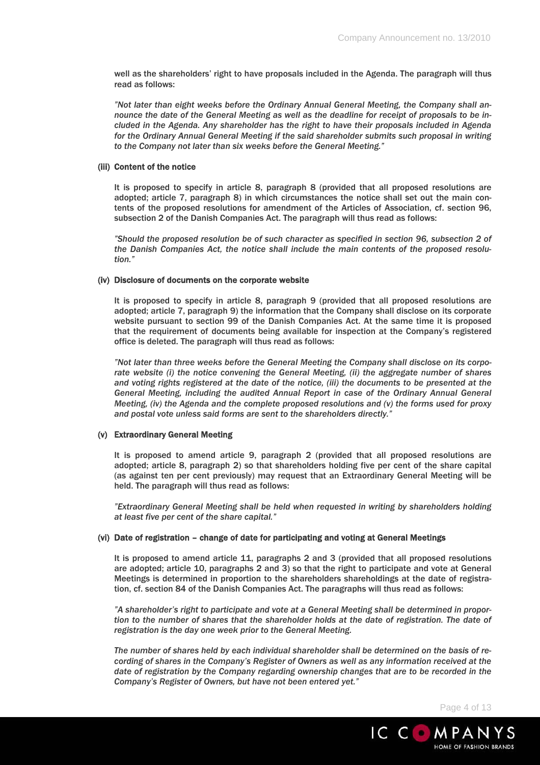well as the shareholders' right to have proposals included in the Agenda. The paragraph will thus read as follows:

*"Not later than eight weeks before the Ordinary Annual General Meeting, the Company shall announce the date of the General Meeting as well as the deadline for receipt of proposals to be included in the Agenda. Any shareholder has the right to have their proposals included in Agenda for the Ordinary Annual General Meeting if the said shareholder submits such proposal in writing to the Company not later than six weeks before the General Meeting."*

**(iii) Content of the notice**

It is proposed to specify in article 8, paragraph 8 (provided that all proposed resolutions are adopted; article 7, paragraph 8) in which circumstances the notice shall set out the main contents of the proposed resolutions for amendment of the Articles of Association, cf. section 96, subsection 2 of the Danish Companies Act. The paragraph will thus read as follows:

*"Should the proposed resolution be of such character as specified in section 96, subsection 2 of the Danish Companies Act, the notice shall include the main contents of the proposed resolution."*

**(iv) Disclosure of documents on the corporate website**

It is proposed to specify in article 8, paragraph 9 (provided that all proposed resolutions are adopted; article 7, paragraph 9) the information that the Company shall disclose on its corporate website pursuant to section 99 of the Danish Companies Act. At the same time it is proposed that the requirement of documents being available for inspection at the Company's registered office is deleted. The paragraph will thus read as follows:

*"Not later than three weeks before the General Meeting the Company shall disclose on its corporate website (i) the notice convening the General Meeting, (ii) the aggregate number of shares and voting rights registered at the date of the notice, (iii) the documents to be presented at the General Meeting, including the audited Annual Report in case of the Ordinary Annual General Meeting, (iv) the Agenda and the complete proposed resolutions and (v) the forms used for proxy and postal vote unless said forms are sent to the shareholders directly."*

**(v) Extraordinary General Meeting**

It is proposed to amend article 9, paragraph 2 (provided that all proposed resolutions are adopted; article 8, paragraph 2) so that shareholders holding five per cent of the share capital (as against ten per cent previously) may request that an Extraordinary General Meeting will be held. The paragraph will thus read as follows:

*"Extraordinary General Meeting shall be held when requested in writing by shareholders holding at least five per cent of the share capital."*

**(vi) Date of registration – change of date for participating and voting at General Meetings**

It is proposed to amend article 11, paragraphs 2 and 3 (provided that all proposed resolutions are adopted; article 10, paragraphs 2 and 3) so that the right to participate and vote at General Meetings is determined in proportion to the shareholders shareholdings at the date of registration, cf. section 84 of the Danish Companies Act. The paragraphs will thus read as follows:

*"A shareholder's right to participate and vote at a General Meeting shall be determined in proportion to the number of shares that the shareholder holds at the date of registration. The date of registration is the day one week prior to the General Meeting.*

*The number of shares held by each individual shareholder shall be determined on the basis of recording of shares in the Company's Register of Owners as well as any information received at the date of registration by the Company regarding ownership changes that are to be recorded in the Company's Register of Owners, but have not been entered yet."*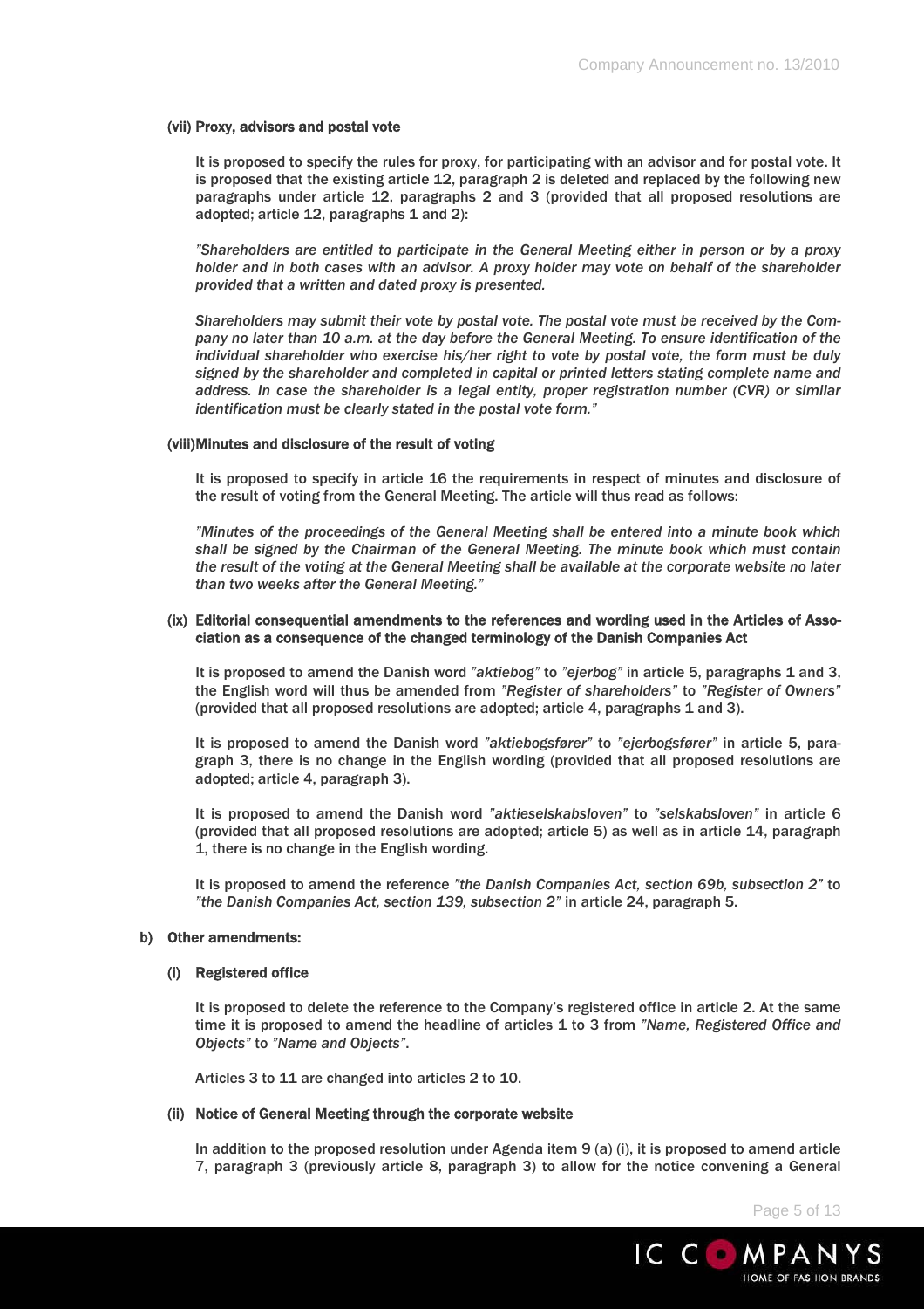**(vii) Proxy, advisors and postal vote**

It is proposed to specify the rules for proxy, for participating with an advisor and for postal vote. It is proposed that the existing article 12, paragraph 2 is deleted and replaced by the following new paragraphs under article 12, paragraphs 2 and 3 (provided that all proposed resolutions are adopted; article 12, paragraphs 1 and 2):

*"Shareholders are entitled to participate in the General Meeting either in person or by a proxy holder and in both cases with an advisor. A proxy holder may vote on behalf of the shareholder provided that a written and dated proxy is presented.*

*Shareholders may submit their vote by postal vote. The postal vote must be received by the Company no later than 10 a.m. at the day before the General Meeting. To ensure identification of the individual shareholder who exercise his/her right to vote by postal vote, the form must be duly signed by the shareholder and completed in capital or printed letters stating complete name and address. In case the shareholder is a legal entity, proper registration number (CVR) or similar identification must be clearly stated in the postal vote form."*

**(viii) Minutes and disclosure of the result of voting**

It is proposed to specify in article 16 the requirements in respect of minutes and disclosure of the result of voting from the General Meeting. The article will thus read as follows:

*"Minutes of the proceedings of the General Meeting shall be entered into a minute book which shall be signed by the Chairman of the General Meeting. The minute book which must contain the result of the voting at the General Meeting shall be available at the corporate website no later than two weeks after the General Meeting."*

**(ix) Editorial consequential amendments to the references and wording used in the Articles of Association as a consequence of the changed terminology of the Danish Companies Act**

It is proposed to amend the Danish word *"aktiebog"* to *"ejerbog"* in article 5, paragraphs 1 and 3, the English word will thus be amended from *"Register of shareholders"* to *"Register of Owners"* (provided that all proposed resolutions are adopted; article 4, paragraphs 1 and 3).

It is proposed to amend the Danish word *"aktiebogsfører"* to *"ejerbogsfører"* in article 5, paragraph 3, there is no change in the English wording (provided that all proposed resolutions are adopted; article 4, paragraph 3).

It is proposed to amend the Danish word *"aktieselskabsloven"* to *"selskabsloven"* in article 6 (provided that all proposed resolutions are adopted; article 5) as well as in article 14, paragraph 1, there is no change in the English wording.

It is proposed to amend the reference *"the Danish Companies Act, section 69b, subsection 2"* to *"the Danish Companies Act, section 139, subsection 2"* in article 24, paragraph 5.

**b) Other amendments:**

**(i) Registered office**

It is proposed to delete the reference to the Company's registered office in article 2. At the same time it is proposed to amend the headline of articles 1 to 3 from *"Name, Registered Office and Objects"* to *"Name and Objects"*.

Articles 3 to 11 are changed into articles 2 to 10.

**(ii) Notice of General Meeting through the corporate website**

In addition to the proposed resolution under Agenda item 9 (a) (i), it is proposed to amend article 7, paragraph 3 (previously article 8, paragraph 3) to allow for the notice convening a General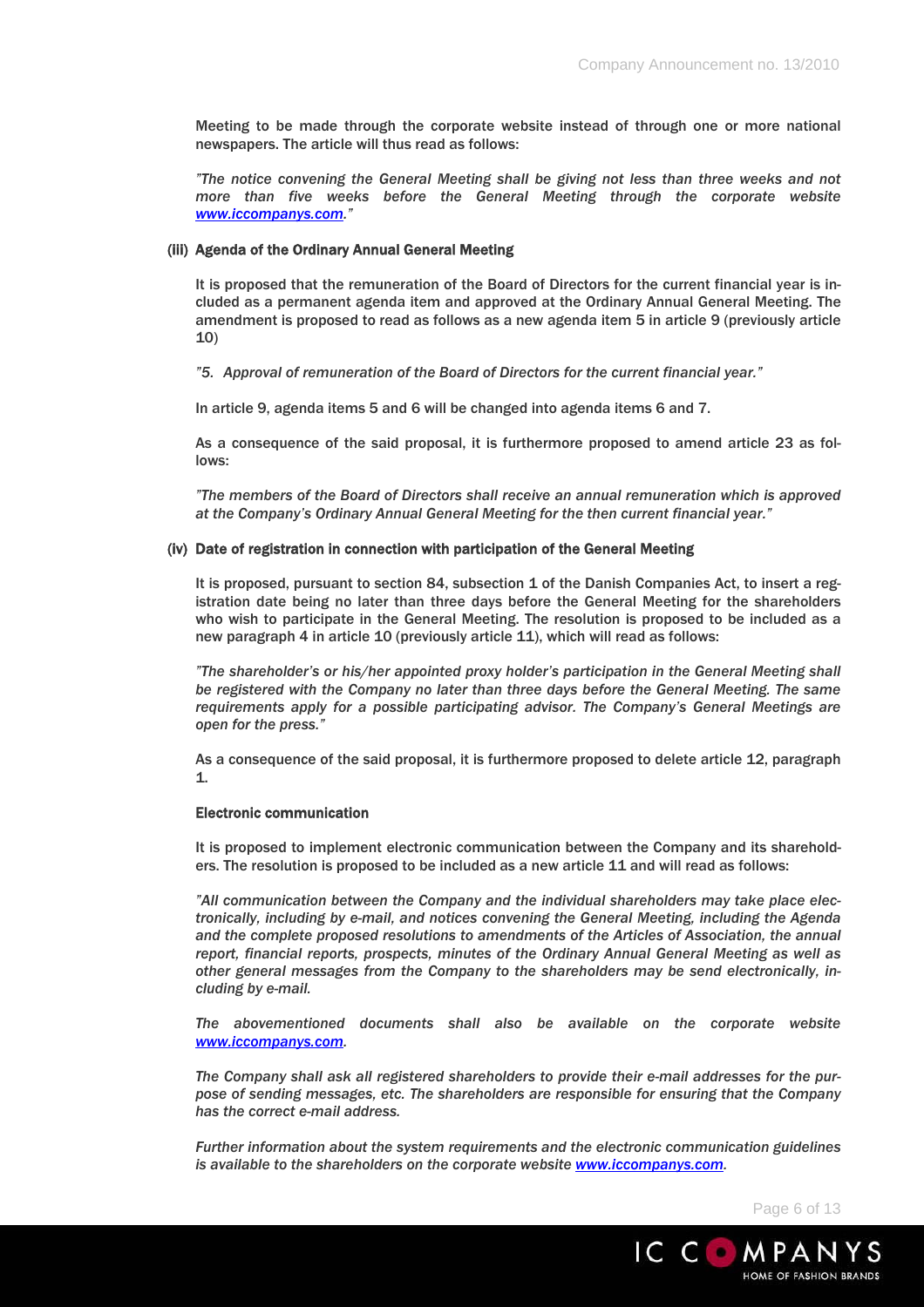Meeting to be made through the corporate website instead of through one or more national newspapers. The article will thus read as follows:

*"The notice convening the General Meeting shall be giving not less than three weeks and not more than five weeks before the General Meeting through the corporate website [www.iccompanys.com](http://www.iccompanys.com)."*

**(iii) Agenda of the Ordinary Annual General Meeting**

It is proposed that the remuneration of the Board of Directors for the current financial year is included as a permanent agenda item and approved at the Ordinary Annual General Meeting. The amendment is proposed to read as follows as a new agenda item 5 in article 9 (previously article 10)

*"5. Approval of remuneration of the Board of Directors for the current financial year."*

In article 9, agenda items 5 and 6 will be changed into agenda items 6 and 7.

As a consequence of the said proposal, it is furthermore proposed to amend article 23 as follows:

*"The members of the Board of Directors shall receive an annual remuneration which is approved at the Company's Ordinary Annual General Meeting for the then current financial year."*

**(iv) Date of registration in connection with participation of the General Meeting**

It is proposed, pursuant to section 84, subsection 1 of the Danish Companies Act, to insert a registration date being no later than three days before the General Meeting for the shareholders who wish to participate in the General Meeting. The resolution is proposed to be included as a new paragraph 4 in article 10 (previously article 11), which will read as follows:

*"The shareholder's or his/her appointed proxy holder's participation in the General Meeting shall be registered with the Company no later than three days before the General Meeting. The same requirements apply for a possible participating advisor. The Company's General Meetings are open for the press."*

As a consequence of the said proposal, it is furthermore proposed to delete article 12, paragraph 1.

**Electronic communication**

It is proposed to implement electronic communication between the Company and its shareholders. The resolution is proposed to be included as a new article 11 and will read as follows:

*"All communication between the Company and the individual shareholders may take place electronically, including by e-mail, and notices convening the General Meeting, including the Agenda and the complete proposed resolutions to amendments of the Articles of Association, the annual report, financial reports, prospects, minutes of the Ordinary Annual General Meeting as well as other general messages from the Company to the shareholders may be send electronically, including by e-mail.*

*The abovementioned documents shall also be available on the corporate website [www.iccompanys.com](http://www.iccompanys.com).*

*The Company shall ask all registered shareholders to provide their e-mail addresses for the purpose of sending messages, etc. The shareholders are responsible for ensuring that the Company has the correct e-mail address.*

*Further information about the system requirements and the electronic communication guidelines is available to the shareholders on the corporate website [www.iccompanys.com](http://www.iccompanys.com).*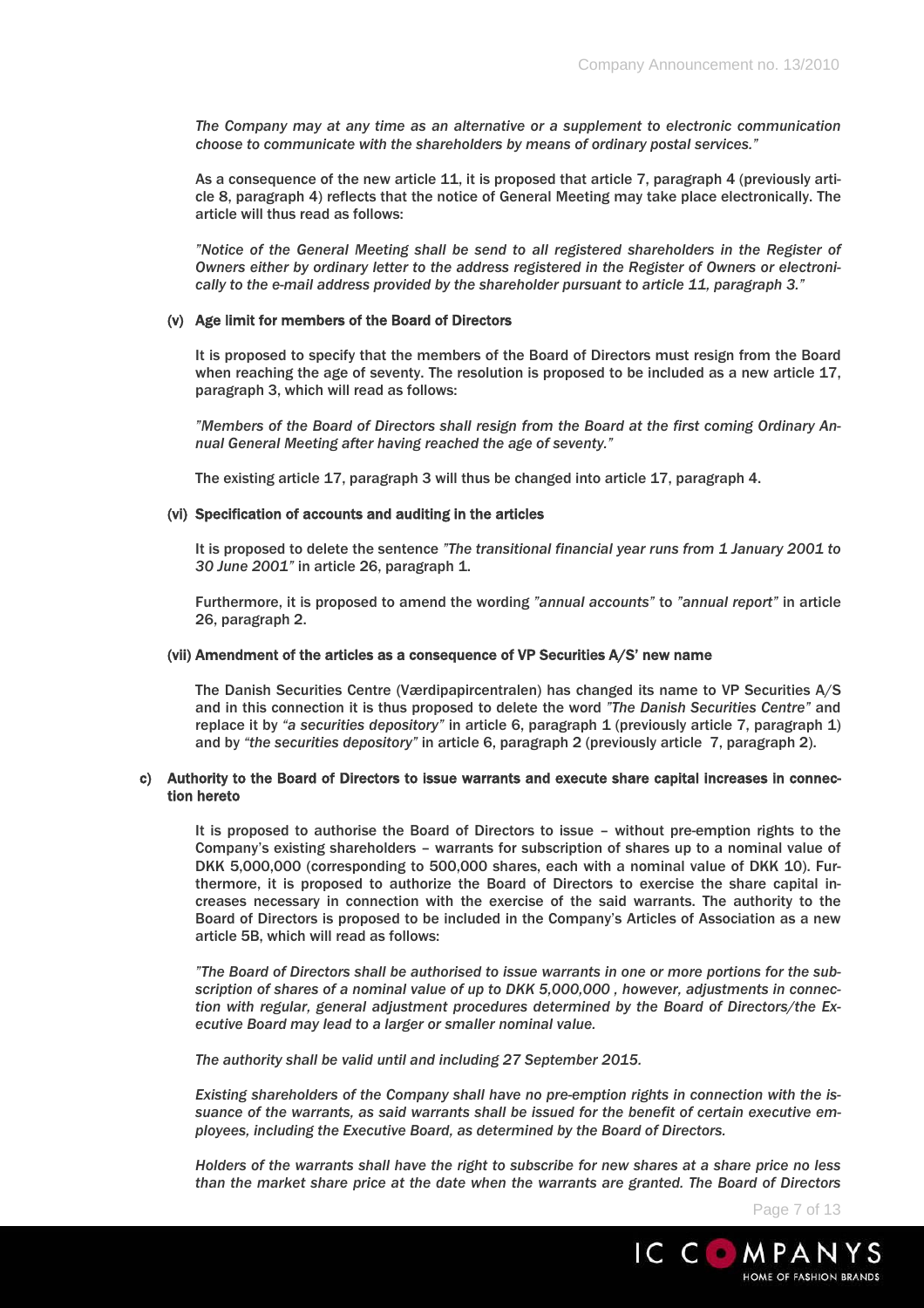*The Company may at any time as an alternative or a supplement to electronic communication choose to communicate with the shareholders by means of ordinary postal services."*

As a consequence of the new article 11, it is proposed that article 7, paragraph 4 (previously article 8, paragraph 4) reflects that the notice of General Meeting may take place electronically. The article will thus read as follows:

*"Notice of the General Meeting shall be send to all registered shareholders in the Register of Owners either by ordinary letter to the address registered in the Register of Owners or electronically to the e-mail address provided by the shareholder pursuant to article 11, paragraph 3."*

**(v) Age limit for members of the Board of Directors**

It is proposed to specify that the members of the Board of Directors must resign from the Board when reaching the age of seventy. The resolution is proposed to be included as a new article 17, paragraph 3, which will read as follows:

*"Members of the Board of Directors shall resign from the Board at the first coming Ordinary Annual General Meeting after having reached the age of seventy."*

The existing article 17, paragraph 3 will thus be changed into article 17, paragraph 4.

**(vi) Specification of accounts and auditing in the articles**

It is proposed to delete the sentence *"The transitional financial year runs from 1 January 2001 to 30 June 2001"* in article 26, paragraph 1.

Furthermore, it is proposed to amend the wording *"annual accounts"* to *"annual report"* in article 26, paragraph 2.

**(vii) Amendment of the articles as a consequence of VP Securities A/S' new name**

The Danish Securities Centre (Værdipapircentralen) has changed its name to VP Securities A/S and in this connection it is thus proposed to delete the word *"The Danish Securities Centre"* and replace it by *"a securities depository"* in article 6, paragraph 1 (previously article 7, paragraph 1) and by *"the securities depository"* in article 6, paragraph 2 (previously article 7, paragraph 2).

**c) Authority to the Board of Directors to issue warrants and execute share capital increases in connection hereto**

It is proposed to authorise the Board of Directors to issue – without pre-emption rights to the Company's existing shareholders – warrants for subscription of shares up to a nominal value of DKK 5,000,000 (corresponding to 500,000 shares, each with a nominal value of DKK 10). Furthermore, it is proposed to authorize the Board of Directors to exercise the share capital increases necessary in connection with the exercise of the said warrants. The authority to the Board of Directors is proposed to be included in the Company's Articles of Association as a new article 5B, which will read as follows:

*"The Board of Directors shall be authorised to issue warrants in one or more portions for the subscription of shares of a nominal value of up to DKK 5,000,000 , however, adjustments in connection with regular, general adjustment procedures determined by the Board of Directors/the Executive Board may lead to a larger or smaller nominal value.*

*The authority shall be valid until and including 27 September 2015.*

*Existing shareholders of the Company shall have no pre-emption rights in connection with the issuance of the warrants, as said warrants shall be issued for the benefit of certain executive employees, including the Executive Board, as determined by the Board of Directors.*

*Holders of the warrants shall have the right to subscribe for new shares at a share price no less than the market share price at the date when the warrants are granted. The Board of Directors*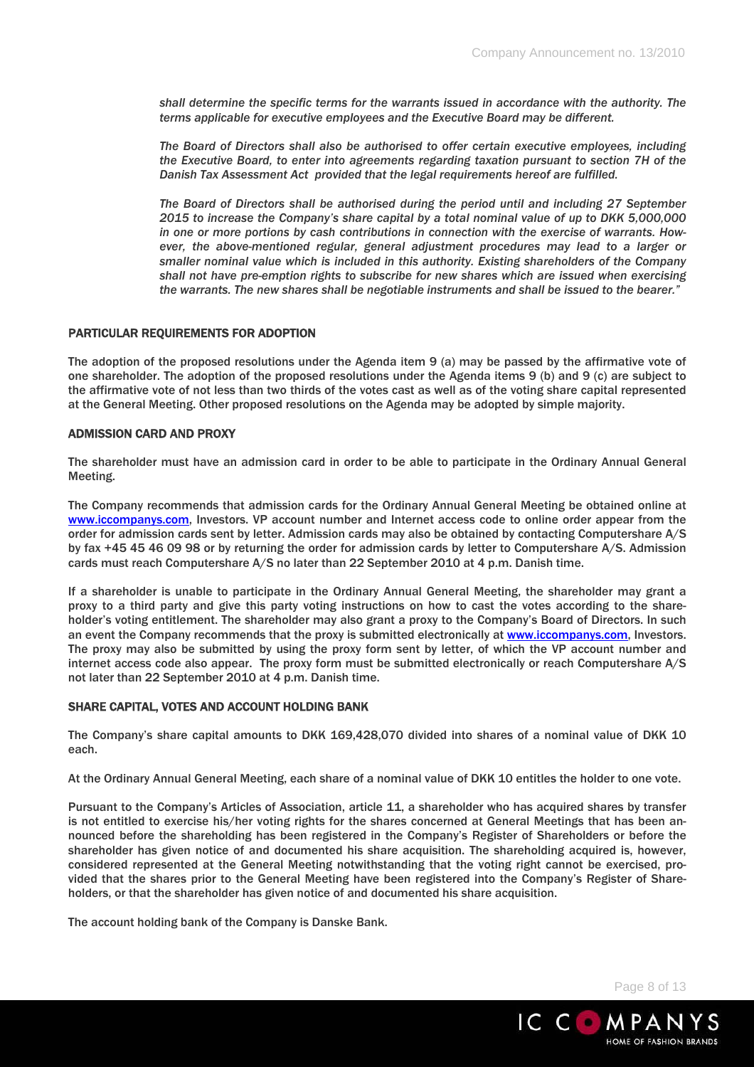*shall determine the specific terms for the warrants issued in accordance with the authority. The terms applicable for executive employees and the Executive Board may be different.*

*The Board of Directors shall also be authorised to offer certain executive employees, including the Executive Board, to enter into agreements regarding taxation pursuant to section 7H of the Danish Tax Assessment Act provided that the legal requirements hereof are fulfilled.*

*The Board of Directors shall be authorised during the period until and including 27 September 2015 to increase the Company's share capital by a total nominal value of up to DKK 5,000,000 in one or more portions by cash contributions in connection with the exercise of warrants. However, the above-mentioned regular, general adjustment procedures may lead to a larger or smaller nominal value which is included in this authority. Existing shareholders of the Company shall not have pre-emption rights to subscribe for new shares which are issued when exercising the warrants. The new shares shall be negotiable instruments and shall be issued to the bearer."*

## PARTICULAR REQUIREMENTS FOR ADOPTION

The adoption of the proposed resolutions under the Agenda item 9 (a) may be passed by the affirmative vote of one shareholder. The adoption of the proposed resolutions under the Agenda items 9 (b) and 9 (c) are subject to the affirmative vote of not less than two thirds of the votes cast as well as of the voting share capital represented at the General Meeting. Other proposed resolutions on the Agenda may be adopted by simple majority.

## ADMISSION CARD AND PROXY

The shareholder must have an admission card in order to be able to participate in the Ordinary Annual General Meeting.

The Company recommends that admission cards for the Ordinary Annual General Meeting be obtained online at www.iccompanys.com, Investors. VP account number and Internet access code to online order appear from the order for admission cards sent by letter. Admission cards may also be obtained by contacting Computershare A/S by fax +45 45 46 09 98 or by returning the order for admission cards by letter to Computershare A/S. Admission cards must reach Computershare A/S no later than 22 September 2010 at 4 p.m. Danish time.

If a shareholder is unable to participate in the Ordinary Annual General Meeting, the shareholder may grant a proxy to a third party and give this party voting instructions on how to cast the votes according to the shareholder's voting entitlement. The shareholder may also grant a proxy to the Company's Board of Directors. In such an event the Company recommends that the proxy is submitted electronically at www.iccompanys.com, Investors. The proxy may also be submitted by using the proxy form sent by letter, of which the VP account number and internet access code also appear. The proxy form must be submitted electronically or reach Computershare A/S not later than 22 September 2010 at 4 p.m. Danish time.

## SHARE CAPITAL, VOTES AND ACCOUNT HOLDING BANK

The Company's share capital amounts to DKK 169,428,070 divided into shares of a nominal value of DKK 10 each.

At the Ordinary Annual General Meeting, each share of a nominal value of DKK 10 entitles the holder to one vote.

Pursuant to the Company's Articles of Association, article 11, a shareholder who has acquired shares by transfer is not entitled to exercise his/her voting rights for the shares concerned at General Meetings that has been announced before the shareholding has been registered in the Company's Register of Shareholders or before the shareholder has given notice of and documented his share acquisition. The shareholding acquired is, however, considered represented at the General Meeting notwithstanding that the voting right cannot be exercised, provided that the shares prior to the General Meeting have been registered into the Company's Register of Shareholders, or that the shareholder has given notice of and documented his share acquisition.

The account holding bank of the Company is Danske Bank.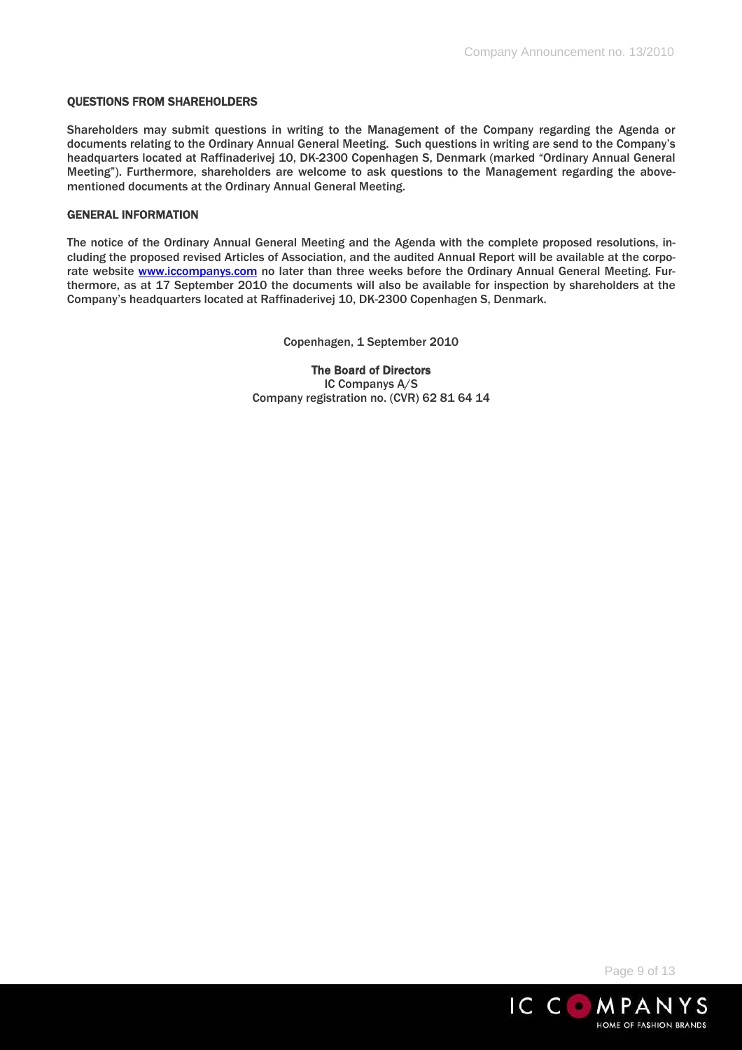## QUESTIONS FROM SHAREHOLDERS

Shareholders may submit questions in writing to the Management of the Company regarding the Agenda or documents relating to the Ordinary Annual General Meeting. Such questions in writing are send to the Company's headquarters located at Raffinaderivej 10, DK-2300 Copenhagen S, Denmark (marked "Ordinary Annual General Meeting"). Furthermore, shareholders are welcome to ask questions to the Management regarding the above-mentioned documents at the Ordinary Annual General Meeting.

## GENERAL INFORMATION

The notice of the Ordinary Annual General Meeting and the Agenda with the complete proposed resolutions, including the proposed revised Articles of Association, and the audited Annual Report will be available at the corporate website www.iccompanys.com no later than three weeks before the Ordinary Annual General Meeting. Furthermore, as at 17 September 2010 the documents will also be available for inspection by shareholders at the Company's headquarters located at Raffinaderivej 10, DK-2300 Copenhagen S, Denmark.

Copenhagen, 1 September 2010

**The Board of Directors**
IC Companys A/S
Company registration no. (CVR) 62 81 64 14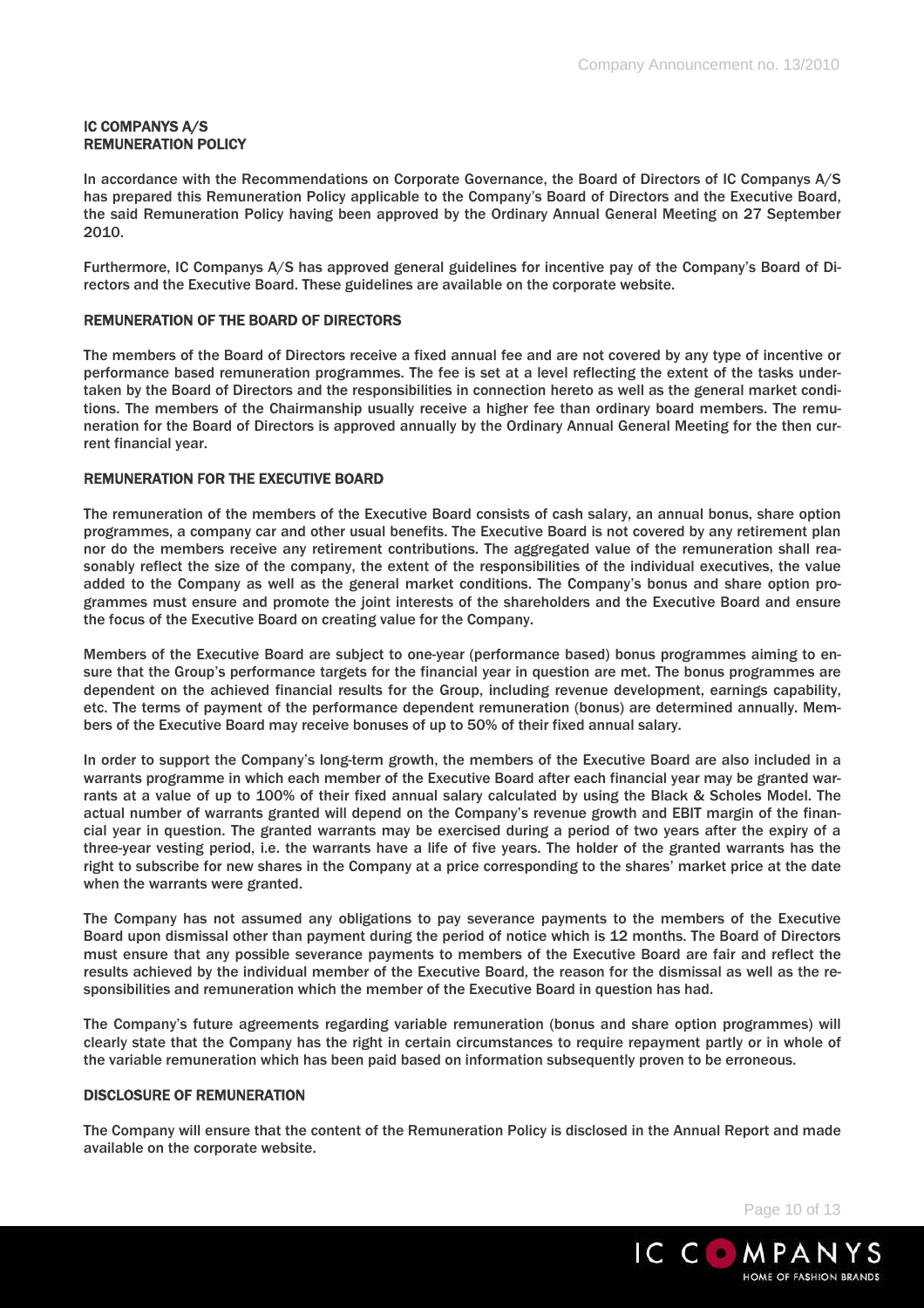# IC COMPANYS A/S
# REMUNERATION POLICY

In accordance with the Recommendations on Corporate Governance, the Board of Directors of IC Companys A/S has prepared this Remuneration Policy applicable to the Company's Board of Directors and the Executive Board, the said Remuneration Policy having been approved by the Ordinary Annual General Meeting on 27 September 2010.

Furthermore, IC Companys A/S has approved general guidelines for incentive pay of the Company's Board of Directors and the Executive Board. These guidelines are available on the corporate website.

## REMUNERATION OF THE BOARD OF DIRECTORS

The members of the Board of Directors receive a fixed annual fee and are not covered by any type of incentive or performance based remuneration programmes. The fee is set at a level reflecting the extent of the tasks undertaken by the Board of Directors and the responsibilities in connection hereto as well as the general market conditions. The members of the Chairmanship usually receive a higher fee than ordinary board members. The remuneration for the Board of Directors is approved annually by the Ordinary Annual General Meeting for the then current financial year.

## REMUNERATION FOR THE EXECUTIVE BOARD

The remuneration of the members of the Executive Board consists of cash salary, an annual bonus, share option programmes, a company car and other usual benefits. The Executive Board is not covered by any retirement plan nor do the members receive any retirement contributions. The aggregated value of the remuneration shall reasonably reflect the size of the company, the extent of the responsibilities of the individual executives, the value added to the Company as well as the general market conditions. The Company's bonus and share option programmes must ensure and promote the joint interests of the shareholders and the Executive Board and ensure the focus of the Executive Board on creating value for the Company.

Members of the Executive Board are subject to one-year (performance based) bonus programmes aiming to ensure that the Group's performance targets for the financial year in question are met. The bonus programmes are dependent on the achieved financial results for the Group, including revenue development, earnings capability, etc. The terms of payment of the performance dependent remuneration (bonus) are determined annually. Members of the Executive Board may receive bonuses of up to 50% of their fixed annual salary.

In order to support the Company's long-term growth, the members of the Executive Board are also included in a warrants programme in which each member of the Executive Board after each financial year may be granted warrants at a value of up to 100% of their fixed annual salary calculated by using the Black & Scholes Model. The actual number of warrants granted will depend on the Company's revenue growth and EBIT margin of the financial year in question. The granted warrants may be exercised during a period of two years after the expiry of a three-year vesting period, i.e. the warrants have a life of five years. The holder of the granted warrants has the right to subscribe for new shares in the Company at a price corresponding to the shares' market price at the date when the warrants were granted.

The Company has not assumed any obligations to pay severance payments to the members of the Executive Board upon dismissal other than payment during the period of notice which is 12 months. The Board of Directors must ensure that any possible severance payments to members of the Executive Board are fair and reflect the results achieved by the individual member of the Executive Board, the reason for the dismissal as well as the responsibilities and remuneration which the member of the Executive Board in question has had.

The Company's future agreements regarding variable remuneration (bonus and share option programmes) will clearly state that the Company has the right in certain circumstances to require repayment partly or in whole of the variable remuneration which has been paid based on information subsequently proven to be erroneous.

## DISCLOSURE OF REMUNERATION

The Company will ensure that the content of the Remuneration Policy is disclosed in the Annual Report and made available on the corporate website.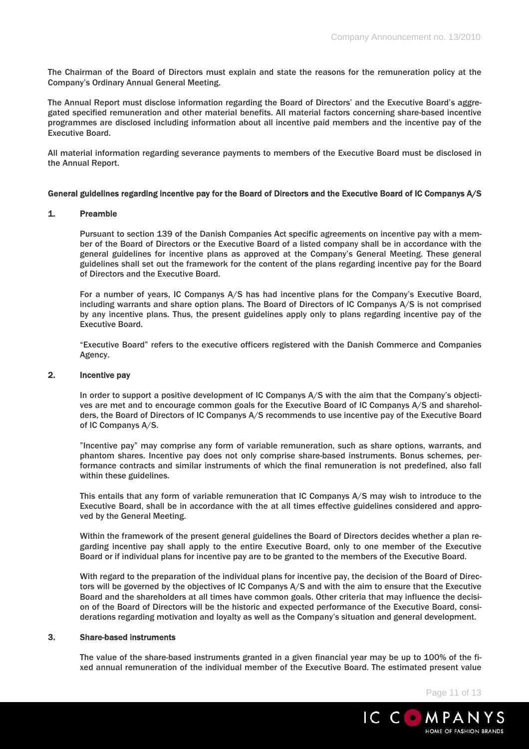The Chairman of the Board of Directors must explain and state the reasons for the remuneration policy at the Company's Ordinary Annual General Meeting.

The Annual Report must disclose information regarding the Board of Directors' and the Executive Board's aggregated specified remuneration and other material benefits. All material factors concerning share-based incentive programmes are disclosed including information about all incentive paid members and the incentive pay of the Executive Board.

All material information regarding severance payments to members of the Executive Board must be disclosed in the Annual Report.

## General guidelines regarding incentive pay for the Board of Directors and the Executive Board of IC Companys A/S

### 1. Preamble

Pursuant to section 139 of the Danish Companies Act specific agreements on incentive pay with a member of the Board of Directors or the Executive Board of a listed company shall be in accordance with the general guidelines for incentive plans as approved at the Company's General Meeting. These general guidelines shall set out the framework for the content of the plans regarding incentive pay for the Board of Directors and the Executive Board.

For a number of years, IC Companys A/S has had incentive plans for the Company's Executive Board, including warrants and share option plans. The Board of Directors of IC Companys A/S is not comprised by any incentive plans. Thus, the present guidelines apply only to plans regarding incentive pay of the Executive Board.

"Executive Board" refers to the executive officers registered with the Danish Commerce and Companies Agency.

### 2. Incentive pay

In order to support a positive development of IC Companys A/S with the aim that the Company's objectives are met and to encourage common goals for the Executive Board of IC Companys A/S and shareholders, the Board of Directors of IC Companys A/S recommends to use incentive pay of the Executive Board of IC Companys A/S.

"Incentive pay" may comprise any form of variable remuneration, such as share options, warrants, and phantom shares. Incentive pay does not only comprise share-based instruments. Bonus schemes, performance contracts and similar instruments of which the final remuneration is not predefined, also fall within these guidelines.

This entails that any form of variable remuneration that IC Companys A/S may wish to introduce to the Executive Board, shall be in accordance with the at all times effective guidelines considered and approved by the General Meeting.

Within the framework of the present general guidelines the Board of Directors decides whether a plan regarding incentive pay shall apply to the entire Executive Board, only to one member of the Executive Board or if individual plans for incentive pay are to be granted to the members of the Executive Board.

With regard to the preparation of the individual plans for incentive pay, the decision of the Board of Directors will be governed by the objectives of IC Companys A/S and with the aim to ensure that the Executive Board and the shareholders at all times have common goals. Other criteria that may influence the decision of the Board of Directors will be the historic and expected performance of the Executive Board, considerations regarding motivation and loyalty as well as the Company's situation and general development.

### 3. Share-based instruments

The value of the share-based instruments granted in a given financial year may be up to 100% of the fixed annual remuneration of the individual member of the Executive Board. The estimated present value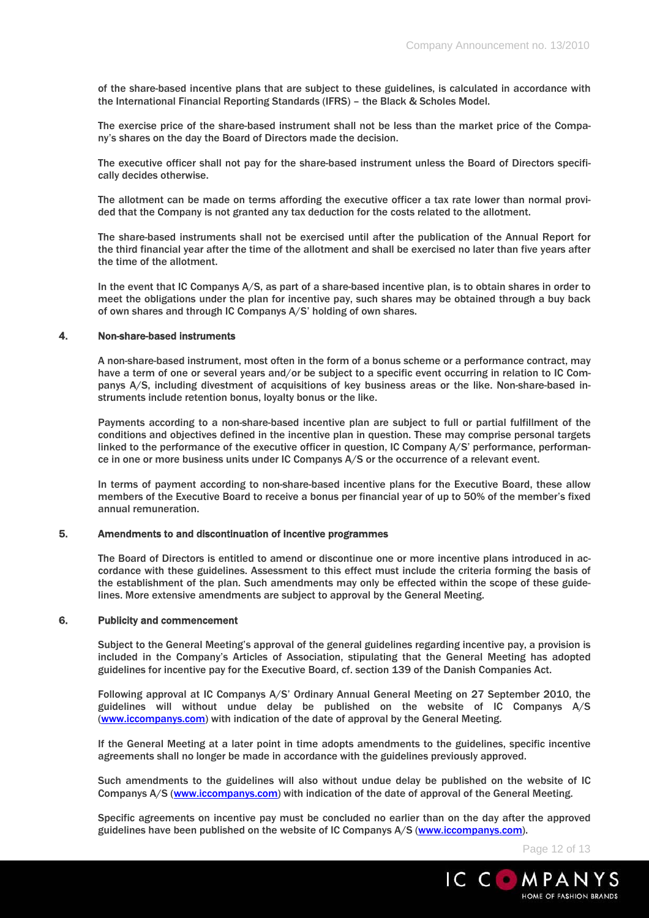of the share-based incentive plans that are subject to these guidelines, is calculated in accordance with the International Financial Reporting Standards (IFRS) – the Black & Scholes Model.

The exercise price of the share-based instrument shall not be less than the market price of the Company's shares on the day the Board of Directors made the decision.

The executive officer shall not pay for the share-based instrument unless the Board of Directors specifically decides otherwise.

The allotment can be made on terms affording the executive officer a tax rate lower than normal provided that the Company is not granted any tax deduction for the costs related to the allotment.

The share-based instruments shall not be exercised until after the publication of the Annual Report for the third financial year after the time of the allotment and shall be exercised no later than five years after the time of the allotment.

In the event that IC Companys A/S, as part of a share-based incentive plan, is to obtain shares in order to meet the obligations under the plan for incentive pay, such shares may be obtained through a buy back of own shares and through IC Companys A/S' holding of own shares.

## 4. Non-share-based instruments

A non-share-based instrument, most often in the form of a bonus scheme or a performance contract, may have a term of one or several years and/or be subject to a specific event occurring in relation to IC Companys A/S, including divestment of acquisitions of key business areas or the like. Non-share-based instruments include retention bonus, loyalty bonus or the like.

Payments according to a non-share-based incentive plan are subject to full or partial fulfillment of the conditions and objectives defined in the incentive plan in question. These may comprise personal targets linked to the performance of the executive officer in question, IC Company A/S' performance, performance in one or more business units under IC Companys A/S or the occurrence of a relevant event.

In terms of payment according to non-share-based incentive plans for the Executive Board, these allow members of the Executive Board to receive a bonus per financial year of up to 50% of the member's fixed annual remuneration.

## 5. Amendments to and discontinuation of incentive programmes

The Board of Directors is entitled to amend or discontinue one or more incentive plans introduced in accordance with these guidelines. Assessment to this effect must include the criteria forming the basis of the establishment of the plan. Such amendments may only be effected within the scope of these guidelines. More extensive amendments are subject to approval by the General Meeting.

## 6. Publicity and commencement

Subject to the General Meeting's approval of the general guidelines regarding incentive pay, a provision is included in the Company's Articles of Association, stipulating that the General Meeting has adopted guidelines for incentive pay for the Executive Board, cf. section 139 of the Danish Companies Act.

Following approval at IC Companys A/S' Ordinary Annual General Meeting on 27 September 2010, the guidelines will without undue delay be published on the website of IC Companys A/S (www.iccompanys.com) with indication of the date of approval by the General Meeting.

If the General Meeting at a later point in time adopts amendments to the guidelines, specific incentive agreements shall no longer be made in accordance with the guidelines previously approved.

Such amendments to the guidelines will also without undue delay be published on the website of IC Companys A/S (www.iccompanys.com) with indication of the date of approval of the General Meeting.

Specific agreements on incentive pay must be concluded no earlier than on the day after the approved guidelines have been published on the website of IC Companys A/S (www.iccompanys.com).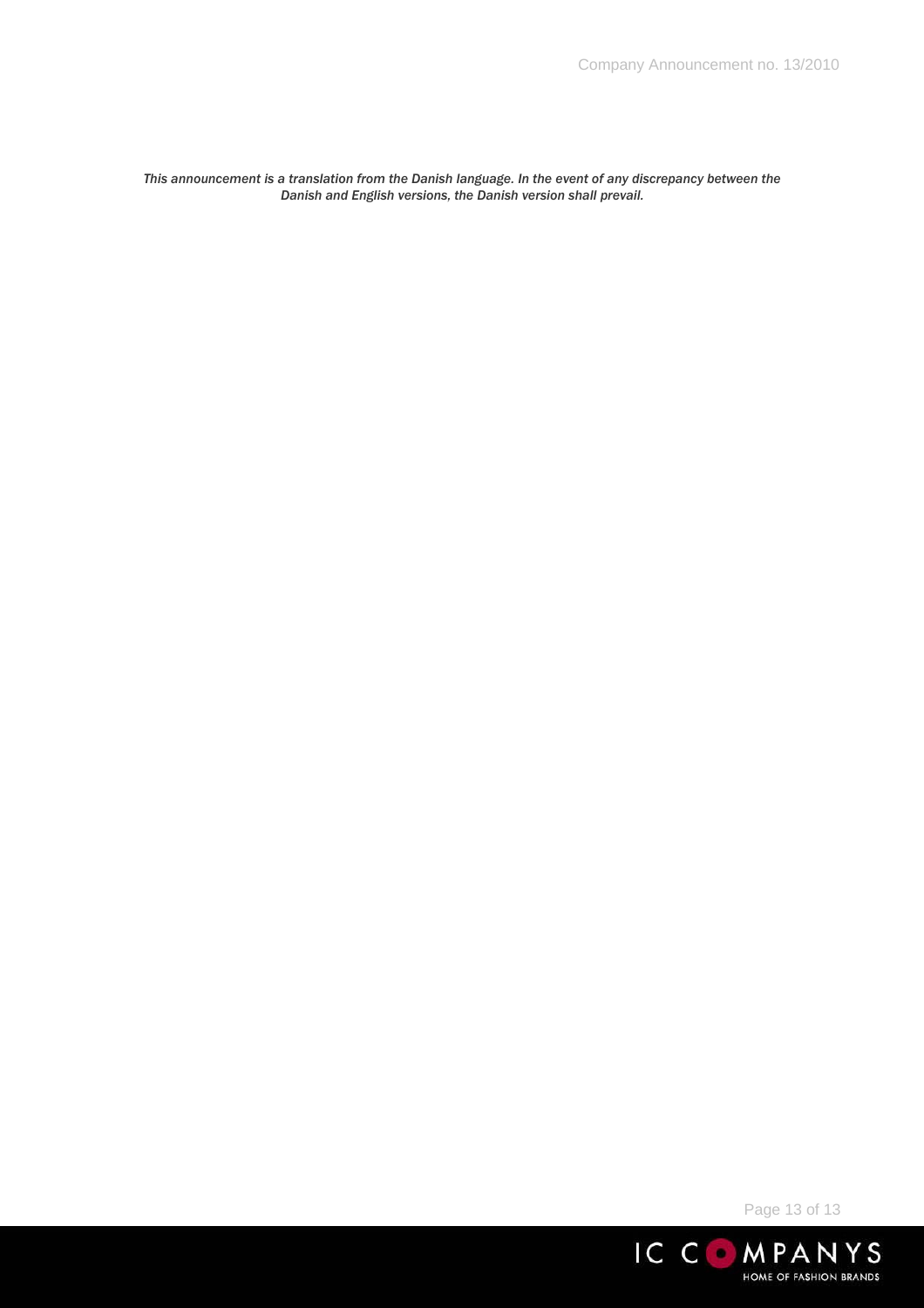*This announcement is a translation from the Danish language. In the event of any discrepancy between the Danish and English versions, the Danish version shall prevail.*